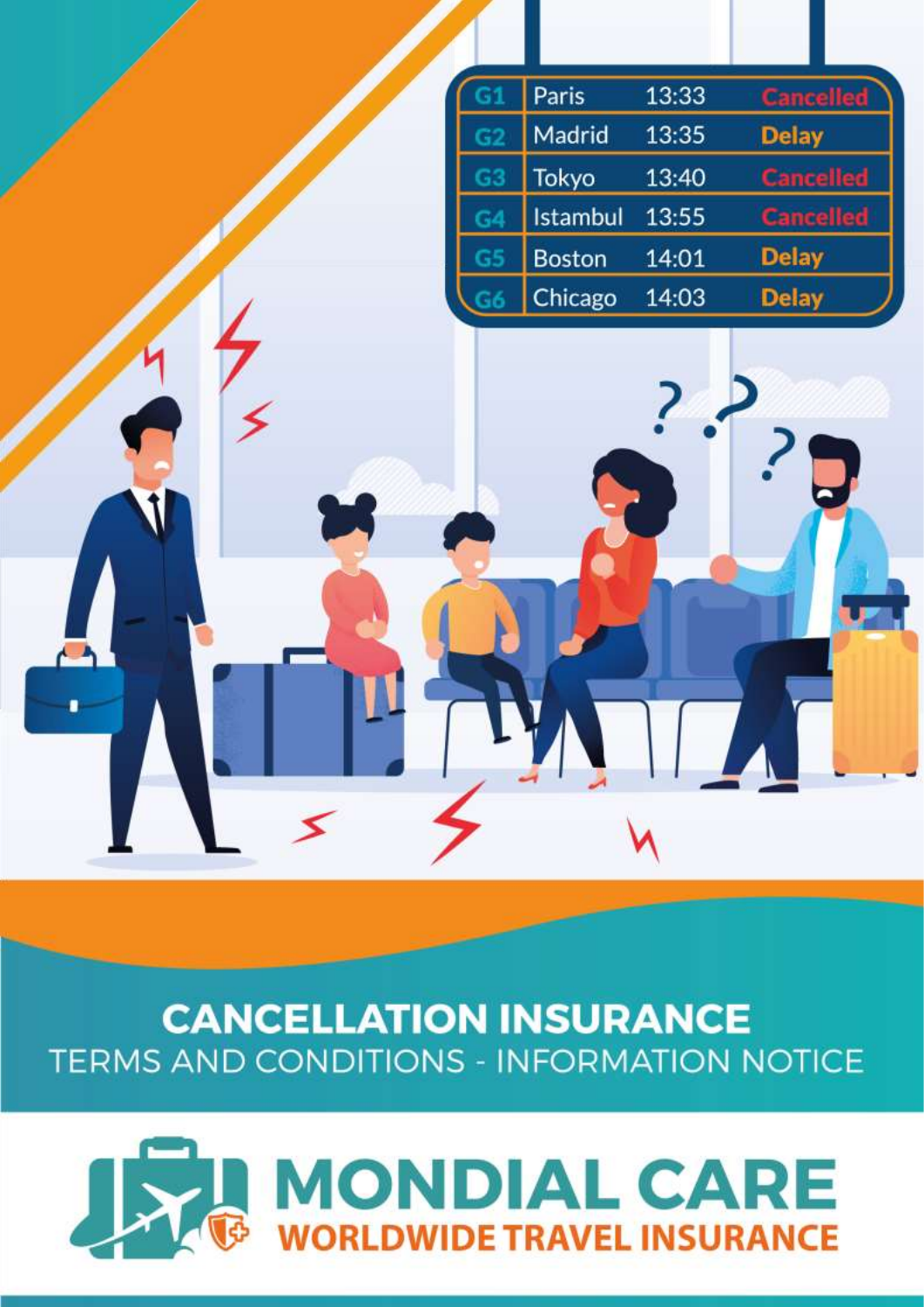# CANCELLATION INSURANCE

## TERMS AND CONDITIONS - INFORMATION NOTICE

**MONDIAL CARE**

**WORLDWIDE TRAVEL INSURANCE**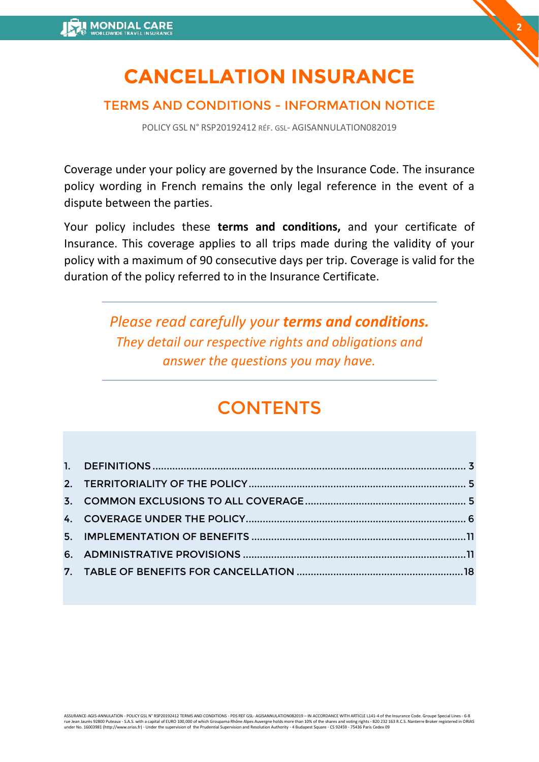# CANCELLATION INSURANCE

## TERMS AND CONDITIONS - INFORMATION NOTICE

POLICY GSL N° RSP20192412 RÉF. GSL- AGISANNULATION082019

Coverage under your policy are governed by the Insurance Code. The insurance policy wording in French remains the only legal reference in the event of a dispute between the parties.

Your policy includes these **terms and conditions,** and your certificate of Insurance. This coverage applies to all trips made during the validity of your policy with a maximum of 90 consecutive days per trip. Coverage is valid for the duration of the policy referred to in the Insurance Certificate.

---

*Please read carefully your **terms and conditions.** They detail our respective rights and obligations and answer the questions you may have.*

---

## CONTENTS

1. DEFINITIONS .......... 3
2. TERRITORIALITY OF THE POLICY .......... 5
3. COMMON EXCLUSIONS TO ALL COVERAGE .......... 5
4. COVERAGE UNDER THE POLICY .......... 6
5. IMPLEMENTATION OF BENEFITS .......... 11
6. ADMINISTRATIVE PROVISIONS .......... 11
7. TABLE OF BENEFITS FOR CANCELLATION .......... 18

ASSURANCE-AGIS-ANNULATION - POLICY GSL N° RSP20192412 TERMS AND CONDITIONS - PDS REF GSL- AGISANNULATION082019 – IN ACCORDANCE WITH ARTICLE L141-4 of the Insurance Code. Groupe Special Lines - 6-8 rue Jean Jaurès 92800 Puteaux - S.A.S. with a capital of EURO 100,000 of which Groupama Rhône Alpes Auvergne holds more than 10% of the shares and voting rights - 820 232 163 R.C.S. Nanterre Broker registered in ORIAS under No. 16003981 (http://www.orias.fr) - Under the supervision of the Prudential Supervision and Resolution Authority - 4 Budapest Square - CS 92459 - 75436 Paris Cedex 09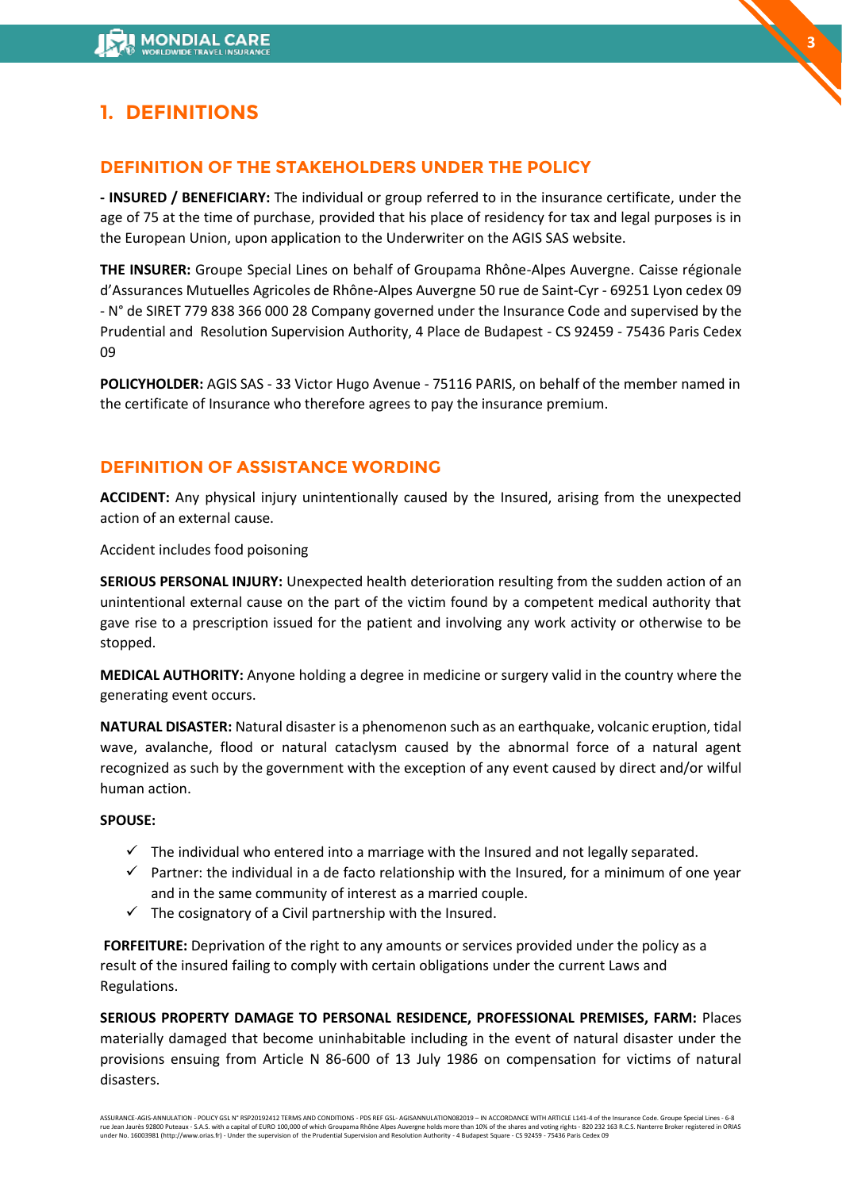# 1. DEFINITIONS

## DEFINITION OF THE STAKEHOLDERS UNDER THE POLICY

**- INSURED / BENEFICIARY:** The individual or group referred to in the insurance certificate, under the age of 75 at the time of purchase, provided that his place of residency for tax and legal purposes is in the European Union, upon application to the Underwriter on the AGIS SAS website.

**THE INSURER:** Groupe Special Lines on behalf of Groupama Rhône-Alpes Auvergne. Caisse régionale d'Assurances Mutuelles Agricoles de Rhône-Alpes Auvergne 50 rue de Saint-Cyr - 69251 Lyon cedex 09 - N° de SIRET 779 838 366 000 28 Company governed under the Insurance Code and supervised by the Prudential and Resolution Supervision Authority, 4 Place de Budapest - CS 92459 - 75436 Paris Cedex 09

**POLICYHOLDER:** AGIS SAS - 33 Victor Hugo Avenue - 75116 PARIS, on behalf of the member named in the certificate of Insurance who therefore agrees to pay the insurance premium.

## DEFINITION OF ASSISTANCE WORDING

**ACCIDENT:** Any physical injury unintentionally caused by the Insured, arising from the unexpected action of an external cause.

Accident includes food poisoning

**SERIOUS PERSONAL INJURY:** Unexpected health deterioration resulting from the sudden action of an unintentional external cause on the part of the victim found by a competent medical authority that gave rise to a prescription issued for the patient and involving any work activity or otherwise to be stopped.

**MEDICAL AUTHORITY:** Anyone holding a degree in medicine or surgery valid in the country where the generating event occurs.

**NATURAL DISASTER:** Natural disaster is a phenomenon such as an earthquake, volcanic eruption, tidal wave, avalanche, flood or natural cataclysm caused by the abnormal force of a natural agent recognized as such by the government with the exception of any event caused by direct and/or wilful human action.

**SPOUSE:**

- ✓ The individual who entered into a marriage with the Insured and not legally separated.
- ✓ Partner: the individual in a de facto relationship with the Insured, for a minimum of one year and in the same community of interest as a married couple.
- ✓ The cosignatory of a Civil partnership with the Insured.

**FORFEITURE:** Deprivation of the right to any amounts or services provided under the policy as a result of the insured failing to comply with certain obligations under the current Laws and Regulations.

**SERIOUS PROPERTY DAMAGE TO PERSONAL RESIDENCE, PROFESSIONAL PREMISES, FARM:** Places materially damaged that become uninhabitable including in the event of natural disaster under the provisions ensuing from Article N 86-600 of 13 July 1986 on compensation for victims of natural disasters.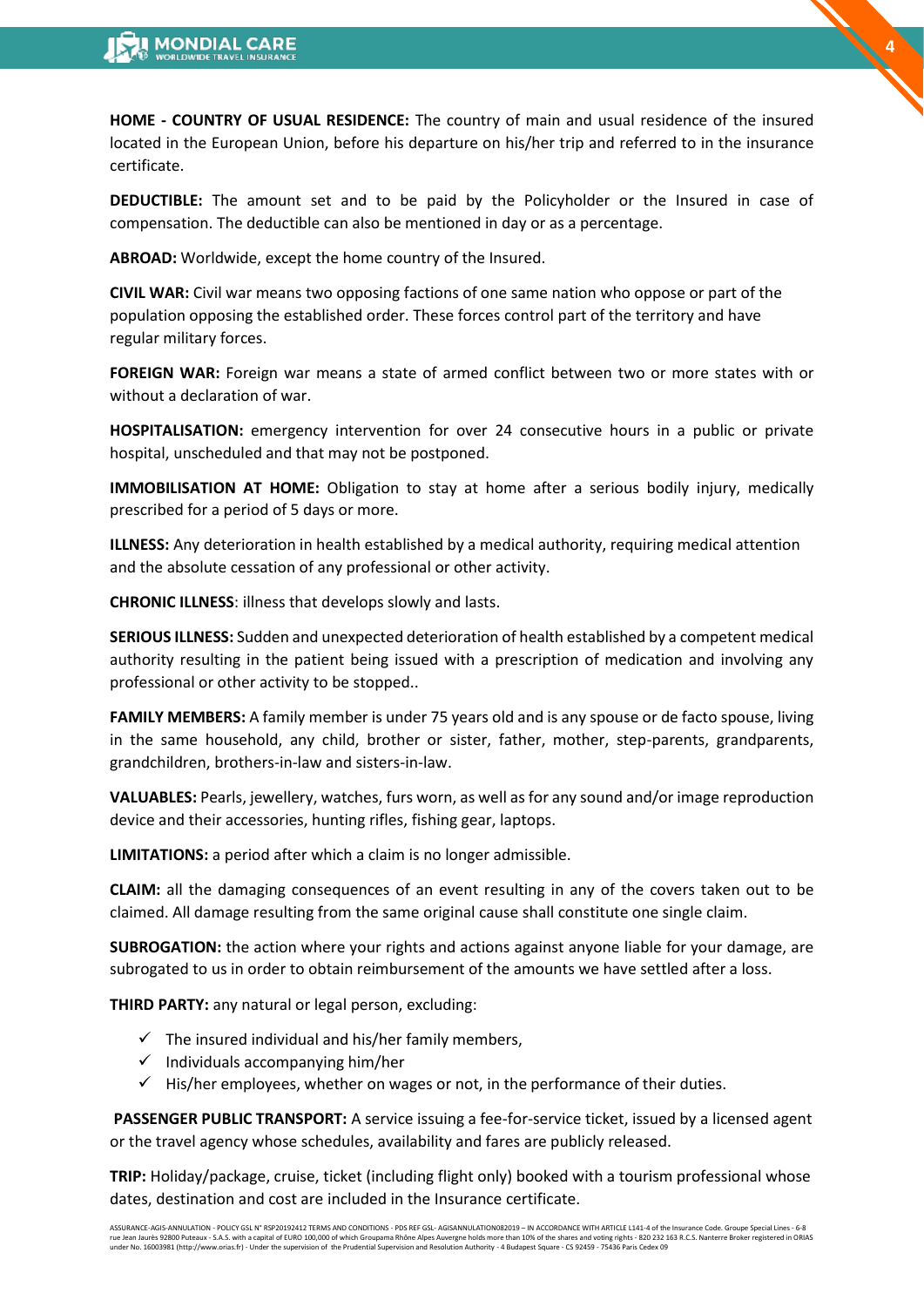**HOME - COUNTRY OF USUAL RESIDENCE:** The country of main and usual residence of the insured located in the European Union, before his departure on his/her trip and referred to in the insurance certificate.

**DEDUCTIBLE:** The amount set and to be paid by the Policyholder or the Insured in case of compensation. The deductible can also be mentioned in day or as a percentage.

**ABROAD:** Worldwide, except the home country of the Insured.

**CIVIL WAR:** Civil war means two opposing factions of one same nation who oppose or part of the population opposing the established order. These forces control part of the territory and have regular military forces.

**FOREIGN WAR:** Foreign war means a state of armed conflict between two or more states with or without a declaration of war.

**HOSPITALISATION:** emergency intervention for over 24 consecutive hours in a public or private hospital, unscheduled and that may not be postponed.

**IMMOBILISATION AT HOME:** Obligation to stay at home after a serious bodily injury, medically prescribed for a period of 5 days or more.

**ILLNESS:** Any deterioration in health established by a medical authority, requiring medical attention and the absolute cessation of any professional or other activity.

**CHRONIC ILLNESS**: illness that develops slowly and lasts.

**SERIOUS ILLNESS:** Sudden and unexpected deterioration of health established by a competent medical authority resulting in the patient being issued with a prescription of medication and involving any professional or other activity to be stopped..

**FAMILY MEMBERS:** A family member is under 75 years old and is any spouse or de facto spouse, living in the same household, any child, brother or sister, father, mother, step-parents, grandparents, grandchildren, brothers-in-law and sisters-in-law.

**VALUABLES:** Pearls, jewellery, watches, furs worn, as well as for any sound and/or image reproduction device and their accessories, hunting rifles, fishing gear, laptops.

**LIMITATIONS:** a period after which a claim is no longer admissible.

**CLAIM:** all the damaging consequences of an event resulting in any of the covers taken out to be claimed. All damage resulting from the same original cause shall constitute one single claim.

**SUBROGATION:** the action where your rights and actions against anyone liable for your damage, are subrogated to us in order to obtain reimbursement of the amounts we have settled after a loss.

**THIRD PARTY:** any natural or legal person, excluding:

- ✓ The insured individual and his/her family members,
- ✓ Individuals accompanying him/her
- ✓ His/her employees, whether on wages or not, in the performance of their duties.

**PASSENGER PUBLIC TRANSPORT:** A service issuing a fee-for-service ticket, issued by a licensed agent or the travel agency whose schedules, availability and fares are publicly released.

**TRIP:** Holiday/package, cruise, ticket (including flight only) booked with a tourism professional whose dates, destination and cost are included in the Insurance certificate.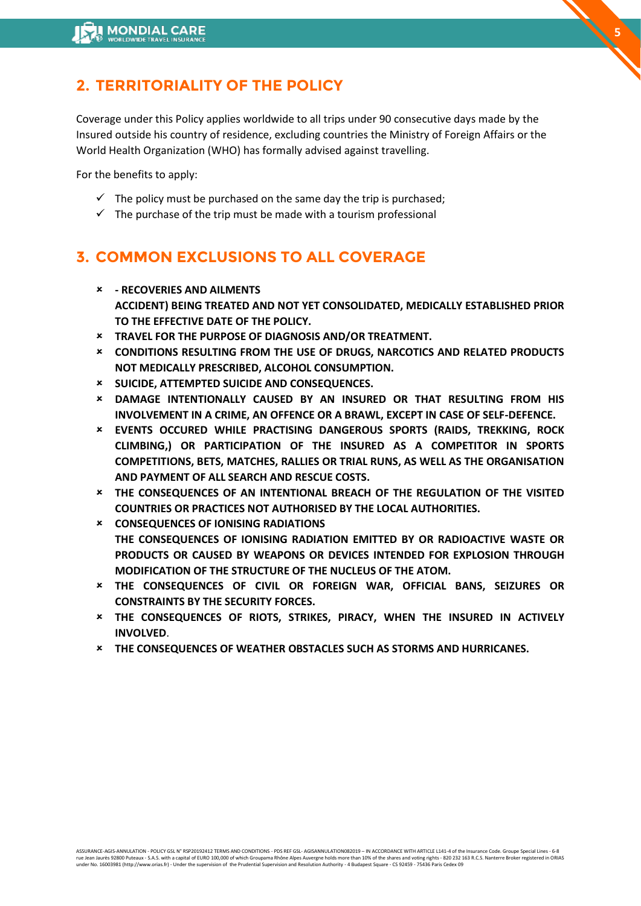## 2. TERRITORIALITY OF THE POLICY

Coverage under this Policy applies worldwide to all trips under 90 consecutive days made by the Insured outside his country of residence, excluding countries the Ministry of Foreign Affairs or the World Health Organization (WHO) has formally advised against travelling.

For the benefits to apply:

- ✓ The policy must be purchased on the same day the trip is purchased;
- ✓ The purchase of the trip must be made with a tourism professional

## 3. COMMON EXCLUSIONS TO ALL COVERAGE

- **- RECOVERIES AND AILMENTS**
  **ACCIDENT) BEING TREATED AND NOT YET CONSOLIDATED, MEDICALLY ESTABLISHED PRIOR TO THE EFFECTIVE DATE OF THE POLICY.**
- **TRAVEL FOR THE PURPOSE OF DIAGNOSIS AND/OR TREATMENT.**
- **CONDITIONS RESULTING FROM THE USE OF DRUGS, NARCOTICS AND RELATED PRODUCTS NOT MEDICALLY PRESCRIBED, ALCOHOL CONSUMPTION.**
- **SUICIDE, ATTEMPTED SUICIDE AND CONSEQUENCES.**
- **DAMAGE INTENTIONALLY CAUSED BY AN INSURED OR THAT RESULTING FROM HIS INVOLVEMENT IN A CRIME, AN OFFENCE OR A BRAWL, EXCEPT IN CASE OF SELF-DEFENCE.**
- **EVENTS OCCURED WHILE PRACTISING DANGEROUS SPORTS (RAIDS, TREKKING, ROCK CLIMBING,) OR PARTICIPATION OF THE INSURED AS A COMPETITOR IN SPORTS COMPETITIONS, BETS, MATCHES, RALLIES OR TRIAL RUNS, AS WELL AS THE ORGANISATION AND PAYMENT OF ALL SEARCH AND RESCUE COSTS.**
- **THE CONSEQUENCES OF AN INTENTIONAL BREACH OF THE REGULATION OF THE VISITED COUNTRIES OR PRACTICES NOT AUTHORISED BY THE LOCAL AUTHORITIES.**
- **CONSEQUENCES OF IONISING RADIATIONS**
  **THE CONSEQUENCES OF IONISING RADIATION EMITTED BY OR RADIOACTIVE WASTE OR PRODUCTS OR CAUSED BY WEAPONS OR DEVICES INTENDED FOR EXPLOSION THROUGH MODIFICATION OF THE STRUCTURE OF THE NUCLEUS OF THE ATOM.**
- **THE CONSEQUENCES OF CIVIL OR FOREIGN WAR, OFFICIAL BANS, SEIZURES OR CONSTRAINTS BY THE SECURITY FORCES.**
- **THE CONSEQUENCES OF RIOTS, STRIKES, PIRACY, WHEN THE INSURED IN ACTIVELY INVOLVED**.
- **THE CONSEQUENCES OF WEATHER OBSTACLES SUCH AS STORMS AND HURRICANES.**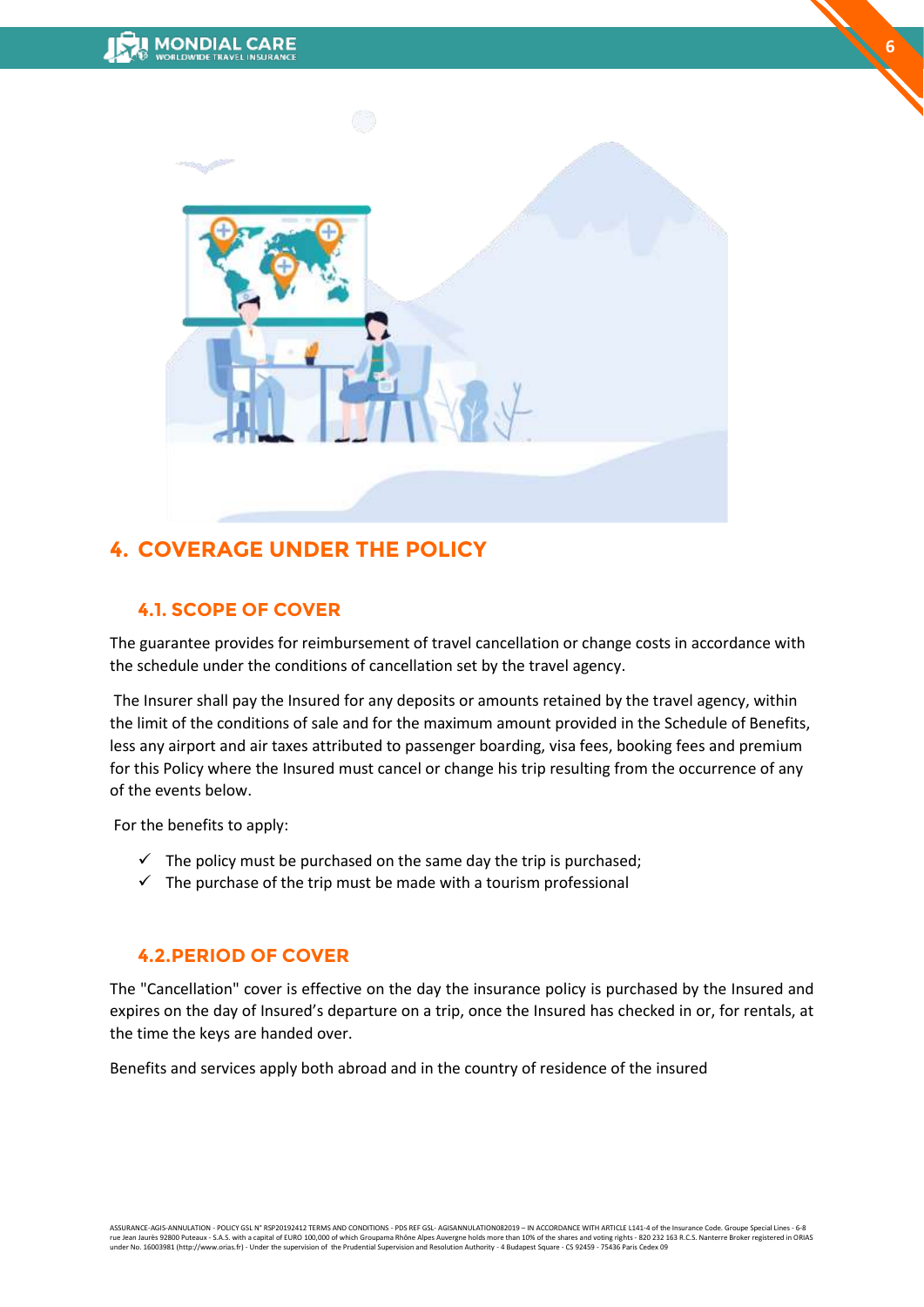## 4. COVERAGE UNDER THE POLICY

### 4.1. SCOPE OF COVER

The guarantee provides for reimbursement of travel cancellation or change costs in accordance with the schedule under the conditions of cancellation set by the travel agency.

The Insurer shall pay the Insured for any deposits or amounts retained by the travel agency, within the limit of the conditions of sale and for the maximum amount provided in the Schedule of Benefits, less any airport and air taxes attributed to passenger boarding, visa fees, booking fees and premium for this Policy where the Insured must cancel or change his trip resulting from the occurrence of any of the events below.

For the benefits to apply:

- ✓ The policy must be purchased on the same day the trip is purchased;
- ✓ The purchase of the trip must be made with a tourism professional

### 4.2.PERIOD OF COVER

The "Cancellation" cover is effective on the day the insurance policy is purchased by the Insured and expires on the day of Insured's departure on a trip, once the Insured has checked in or, for rentals, at the time the keys are handed over.

Benefits and services apply both abroad and in the country of residence of the insured

ASSURANCE-AGIS-ANNULATION - POLICY GSL N° RSP20192412 TERMS AND CONDITIONS - PDS REF GSL- AGISANNULATION082019 – IN ACCORDANCE WITH ARTICLE L141-4 of the Insurance Code. Groupe Special Lines - 6-8 rue Jean Jaurès 92800 Puteaux - S.A.S. with a capital of EURO 100,000 of which Groupama Rhône Alpes Auvergne holds more than 10% of the shares and voting rights - 820 232 163 R.C.S. Nanterre Broker registered in ORIAS under No. 16003981 (http://www.orias.fr) - Under the supervision of the Prudential Supervision and Resolution Authority - 4 Budapest Square - CS 92459 - 75436 Paris Cedex 09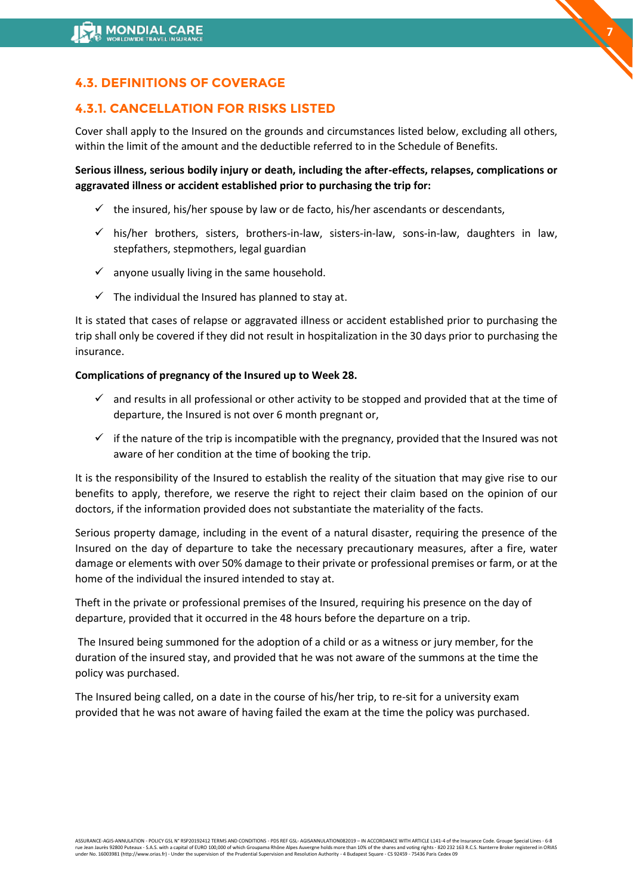## 4.3. DEFINITIONS OF COVERAGE

### 4.3.1. CANCELLATION FOR RISKS LISTED

Cover shall apply to the Insured on the grounds and circumstances listed below, excluding all others, within the limit of the amount and the deductible referred to in the Schedule of Benefits.

**Serious illness, serious bodily injury or death, including the after-effects, relapses, complications or aggravated illness or accident established prior to purchasing the trip for:**

- ✓ the insured, his/her spouse by law or de facto, his/her ascendants or descendants,
- ✓ his/her brothers, sisters, brothers-in-law, sisters-in-law, sons-in-law, daughters in law, stepfathers, stepmothers, legal guardian
- ✓ anyone usually living in the same household.
- ✓ The individual the Insured has planned to stay at.

It is stated that cases of relapse or aggravated illness or accident established prior to purchasing the trip shall only be covered if they did not result in hospitalization in the 30 days prior to purchasing the insurance.

**Complications of pregnancy of the Insured up to Week 28.**

- ✓ and results in all professional or other activity to be stopped and provided that at the time of departure, the Insured is not over 6 month pregnant or,
- ✓ if the nature of the trip is incompatible with the pregnancy, provided that the Insured was not aware of her condition at the time of booking the trip.

It is the responsibility of the Insured to establish the reality of the situation that may give rise to our benefits to apply, therefore, we reserve the right to reject their claim based on the opinion of our doctors, if the information provided does not substantiate the materiality of the facts.

Serious property damage, including in the event of a natural disaster, requiring the presence of the Insured on the day of departure to take the necessary precautionary measures, after a fire, water damage or elements with over 50% damage to their private or professional premises or farm, or at the home of the individual the insured intended to stay at.

Theft in the private or professional premises of the Insured, requiring his presence on the day of departure, provided that it occurred in the 48 hours before the departure on a trip.

The Insured being summoned for the adoption of a child or as a witness or jury member, for the duration of the insured stay, and provided that he was not aware of the summons at the time the policy was purchased.

The Insured being called, on a date in the course of his/her trip, to re-sit for a university exam provided that he was not aware of having failed the exam at the time the policy was purchased.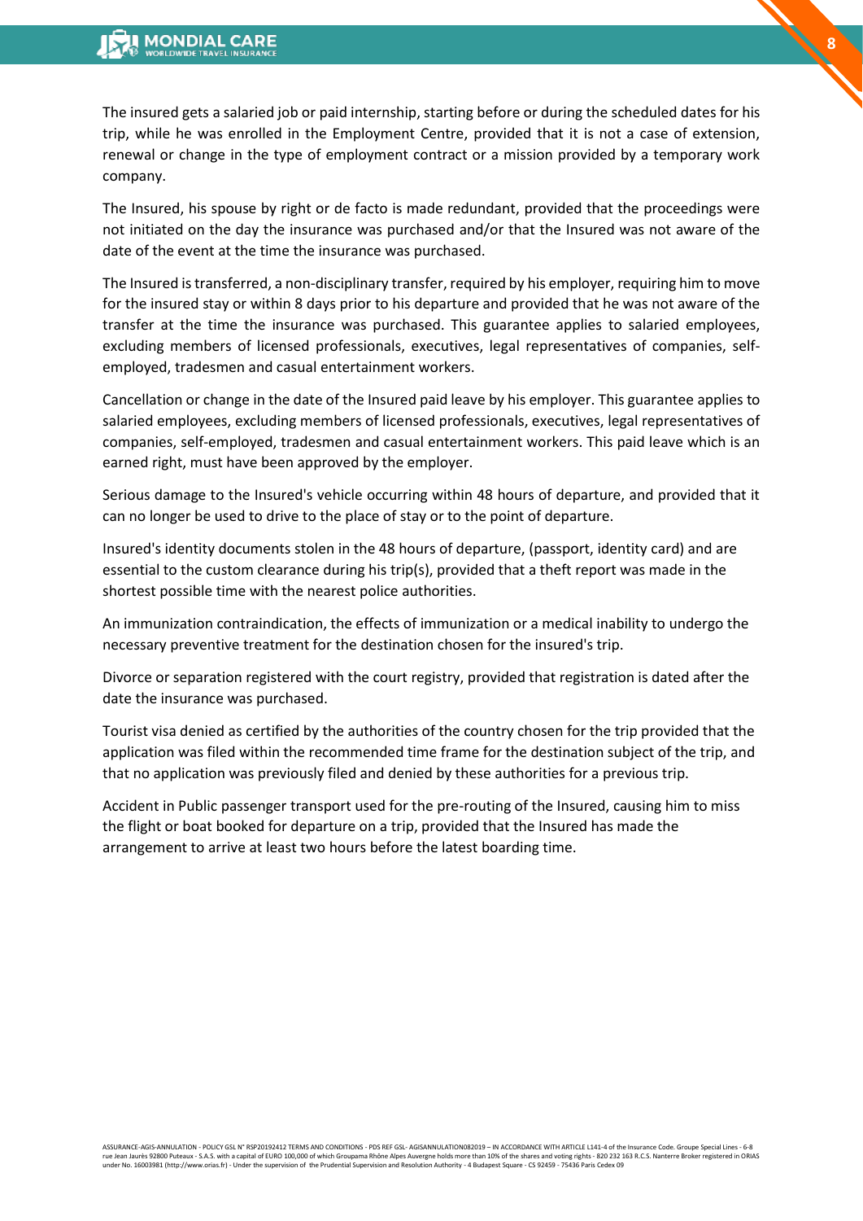The insured gets a salaried job or paid internship, starting before or during the scheduled dates for his trip, while he was enrolled in the Employment Centre, provided that it is not a case of extension, renewal or change in the type of employment contract or a mission provided by a temporary work company.

The Insured, his spouse by right or de facto is made redundant, provided that the proceedings were not initiated on the day the insurance was purchased and/or that the Insured was not aware of the date of the event at the time the insurance was purchased.

The Insured is transferred, a non-disciplinary transfer, required by his employer, requiring him to move for the insured stay or within 8 days prior to his departure and provided that he was not aware of the transfer at the time the insurance was purchased. This guarantee applies to salaried employees, excluding members of licensed professionals, executives, legal representatives of companies, self-employed, tradesmen and casual entertainment workers.

Cancellation or change in the date of the Insured paid leave by his employer. This guarantee applies to salaried employees, excluding members of licensed professionals, executives, legal representatives of companies, self-employed, tradesmen and casual entertainment workers. This paid leave which is an earned right, must have been approved by the employer.

Serious damage to the Insured's vehicle occurring within 48 hours of departure, and provided that it can no longer be used to drive to the place of stay or to the point of departure.

Insured's identity documents stolen in the 48 hours of departure, (passport, identity card) and are essential to the custom clearance during his trip(s), provided that a theft report was made in the shortest possible time with the nearest police authorities.

An immunization contraindication, the effects of immunization or a medical inability to undergo the necessary preventive treatment for the destination chosen for the insured's trip.

Divorce or separation registered with the court registry, provided that registration is dated after the date the insurance was purchased.

Tourist visa denied as certified by the authorities of the country chosen for the trip provided that the application was filed within the recommended time frame for the destination subject of the trip, and that no application was previously filed and denied by these authorities for a previous trip.

Accident in Public passenger transport used for the pre-routing of the Insured, causing him to miss the flight or boat booked for departure on a trip, provided that the Insured has made the arrangement to arrive at least two hours before the latest boarding time.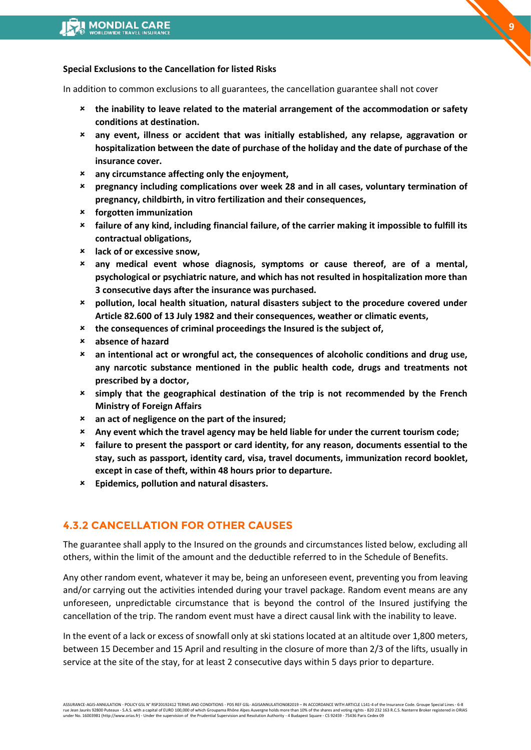**Special Exclusions to the Cancellation for listed Risks**

In addition to common exclusions to all guarantees, the cancellation guarantee shall not cover

- **the inability to leave related to the material arrangement of the accommodation or safety conditions at destination.**
- **any event, illness or accident that was initially established, any relapse, aggravation or hospitalization between the date of purchase of the holiday and the date of purchase of the insurance cover.**
- **any circumstance affecting only the enjoyment,**
- **pregnancy including complications over week 28 and in all cases, voluntary termination of pregnancy, childbirth, in vitro fertilization and their consequences,**
- **forgotten immunization**
- **failure of any kind, including financial failure, of the carrier making it impossible to fulfill its contractual obligations,**
- **lack of or excessive snow,**
- **any medical event whose diagnosis, symptoms or cause thereof, are of a mental, psychological or psychiatric nature, and which has not resulted in hospitalization more than 3 consecutive days after the insurance was purchased.**
- **pollution, local health situation, natural disasters subject to the procedure covered under Article 82.600 of 13 July 1982 and their consequences, weather or climatic events,**
- **the consequences of criminal proceedings the Insured is the subject of,**
- **absence of hazard**
- **an intentional act or wrongful act, the consequences of alcoholic conditions and drug use, any narcotic substance mentioned in the public health code, drugs and treatments not prescribed by a doctor,**
- **simply that the geographical destination of the trip is not recommended by the French Ministry of Foreign Affairs**
- **an act of negligence on the part of the insured;**
- **Any event which the travel agency may be held liable for under the current tourism code;**
- **failure to present the passport or card identity, for any reason, documents essential to the stay, such as passport, identity card, visa, travel documents, immunization record booklet, except in case of theft, within 48 hours prior to departure.**
- **Epidemics, pollution and natural disasters.**

## 4.3.2 CANCELLATION FOR OTHER CAUSES

The guarantee shall apply to the Insured on the grounds and circumstances listed below, excluding all others, within the limit of the amount and the deductible referred to in the Schedule of Benefits.

Any other random event, whatever it may be, being an unforeseen event, preventing you from leaving and/or carrying out the activities intended during your travel package. Random event means are any unforeseen, unpredictable circumstance that is beyond the control of the Insured justifying the cancellation of the trip. The random event must have a direct causal link with the inability to leave.

In the event of a lack or excess of snowfall only at ski stations located at an altitude over 1,800 meters, between 15 December and 15 April and resulting in the closure of more than 2/3 of the lifts, usually in service at the site of the stay, for at least 2 consecutive days within 5 days prior to departure.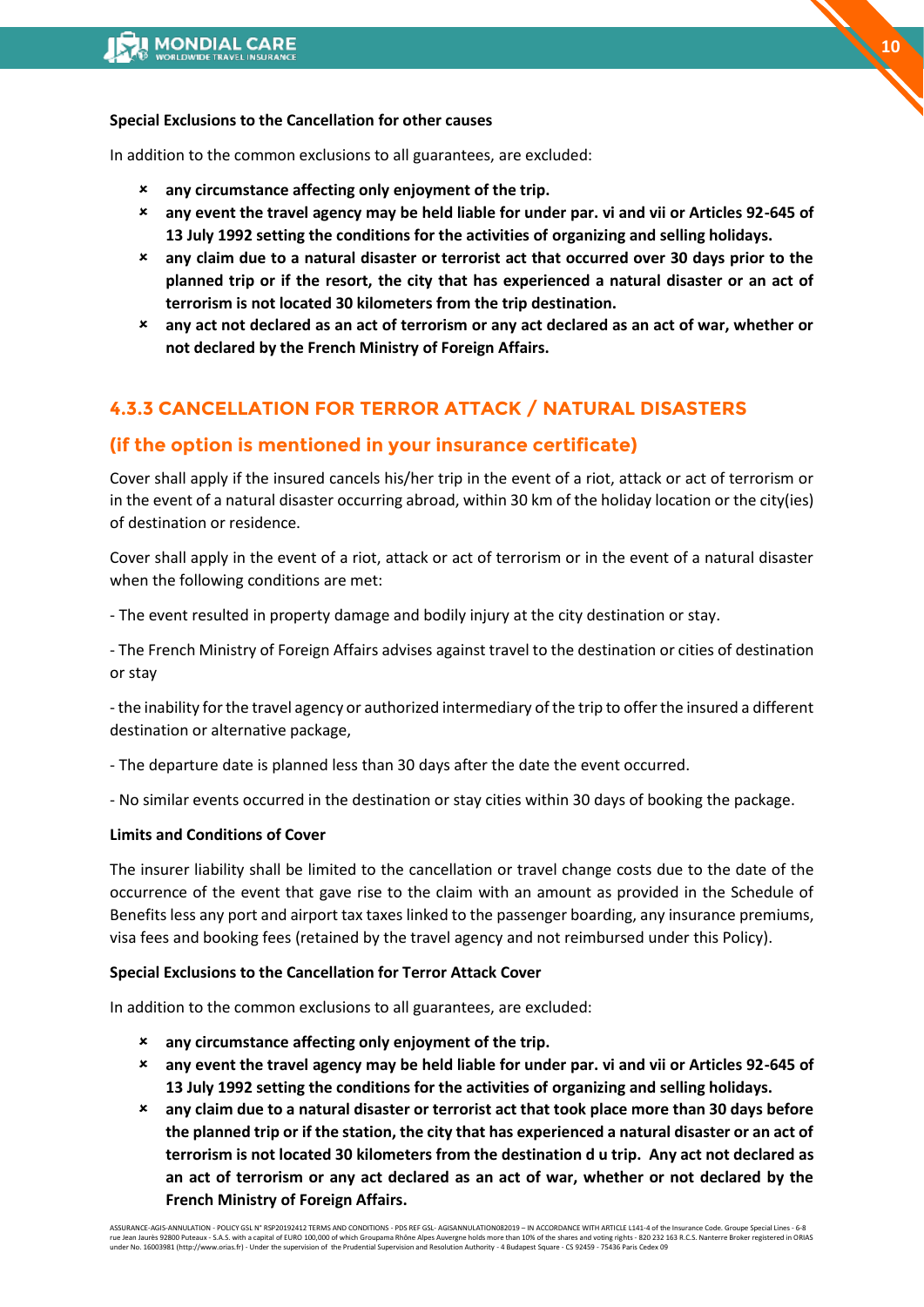**Special Exclusions to the Cancellation for other causes**

In addition to the common exclusions to all guarantees, are excluded:

- **any circumstance affecting only enjoyment of the trip.**
- **any event the travel agency may be held liable for under par. vi and vii or Articles 92-645 of 13 July 1992 setting the conditions for the activities of organizing and selling holidays.**
- **any claim due to a natural disaster or terrorist act that occurred over 30 days prior to the planned trip or if the resort, the city that has experienced a natural disaster or an act of terrorism is not located 30 kilometers from the trip destination.**
- **any act not declared as an act of terrorism or any act declared as an act of war, whether or not declared by the French Ministry of Foreign Affairs.**

### 4.3.3 CANCELLATION FOR TERROR ATTACK / NATURAL DISASTERS

### (if the option is mentioned in your insurance certificate)

Cover shall apply if the insured cancels his/her trip in the event of a riot, attack or act of terrorism or in the event of a natural disaster occurring abroad, within 30 km of the holiday location or the city(ies) of destination or residence.

Cover shall apply in the event of a riot, attack or act of terrorism or in the event of a natural disaster when the following conditions are met:

- The event resulted in property damage and bodily injury at the city destination or stay.

- The French Ministry of Foreign Affairs advises against travel to the destination or cities of destination or stay

- the inability for the travel agency or authorized intermediary of the trip to offer the insured a different destination or alternative package,

- The departure date is planned less than 30 days after the date the event occurred.

- No similar events occurred in the destination or stay cities within 30 days of booking the package.

**Limits and Conditions of Cover**

The insurer liability shall be limited to the cancellation or travel change costs due to the date of the occurrence of the event that gave rise to the claim with an amount as provided in the Schedule of Benefits less any port and airport tax taxes linked to the passenger boarding, any insurance premiums, visa fees and booking fees (retained by the travel agency and not reimbursed under this Policy).

**Special Exclusions to the Cancellation for Terror Attack Cover**

In addition to the common exclusions to all guarantees, are excluded:

- **any circumstance affecting only enjoyment of the trip.**
- **any event the travel agency may be held liable for under par. vi and vii or Articles 92-645 of 13 July 1992 setting the conditions for the activities of organizing and selling holidays.**
- **any claim due to a natural disaster or terrorist act that took place more than 30 days before the planned trip or if the station, the city that has experienced a natural disaster or an act of terrorism is not located 30 kilometers from the destination d u trip. Any act not declared as an act of terrorism or any act declared as an act of war, whether or not declared by the French Ministry of Foreign Affairs.**

ASSURANCE-AGIS-ANNULATION - POLICY GSL N° RSP20192412 TERMS AND CONDITIONS - PDS REF GSL- AGISANNULATION082019 – IN ACCORDANCE WITH ARTICLE L141-4 of the Insurance Code. Groupe Special Lines - 6-8 rue Jean Jaurès 92800 Puteaux - S.A.S. with a capital of EURO 100,000 of which Groupama Rhône Alpes Auvergne holds more than 10% of the shares and voting rights - 820 232 163 R.C.S. Nanterre Broker registered in ORIAS under No. 16003981 (http://www.orias.fr) - Under the supervision of the Prudential Supervision and Resolution Authority - 4 Budapest Square - CS 92459 - 75436 Paris Cedex 09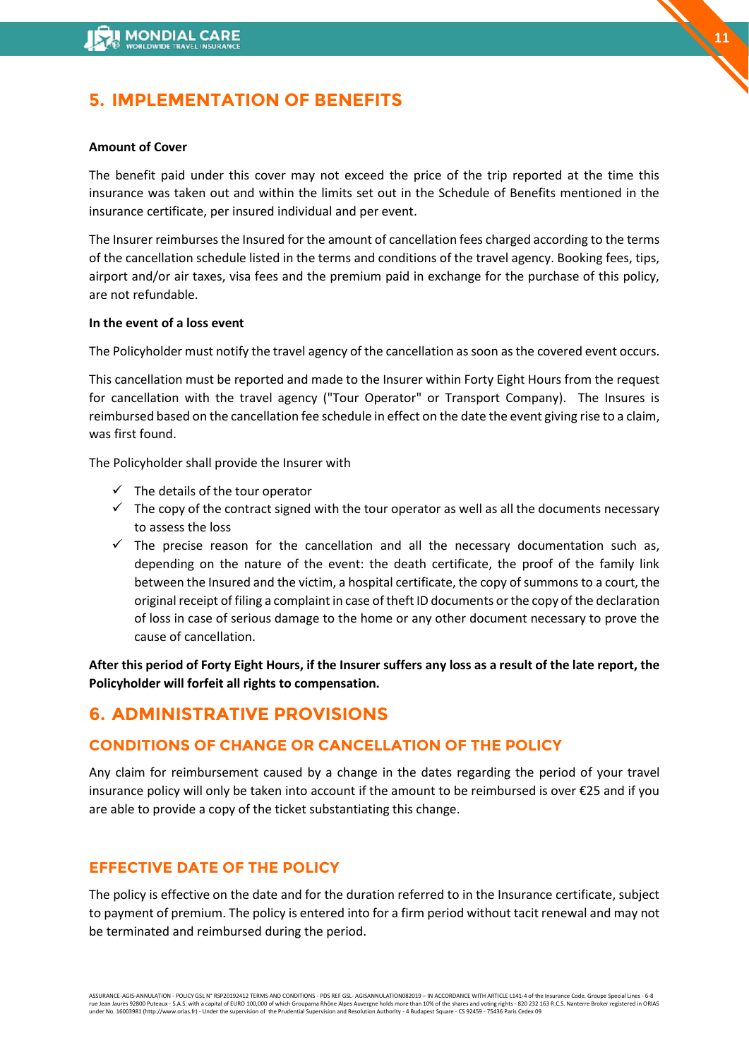# 5. IMPLEMENTATION OF BENEFITS

**Amount of Cover**

The benefit paid under this cover may not exceed the price of the trip reported at the time this insurance was taken out and within the limits set out in the Schedule of Benefits mentioned in the insurance certificate, per insured individual and per event.

The Insurer reimburses the Insured for the amount of cancellation fees charged according to the terms of the cancellation schedule listed in the terms and conditions of the travel agency. Booking fees, tips, airport and/or air taxes, visa fees and the premium paid in exchange for the purchase of this policy, are not refundable.

**In the event of a loss event**

The Policyholder must notify the travel agency of the cancellation as soon as the covered event occurs.

This cancellation must be reported and made to the Insurer within Forty Eight Hours from the request for cancellation with the travel agency ("Tour Operator" or Transport Company). The Insures is reimbursed based on the cancellation fee schedule in effect on the date the event giving rise to a claim, was first found.

The Policyholder shall provide the Insurer with

- ✓ The details of the tour operator
- ✓ The copy of the contract signed with the tour operator as well as all the documents necessary to assess the loss
- ✓ The precise reason for the cancellation and all the necessary documentation such as, depending on the nature of the event: the death certificate, the proof of the family link between the Insured and the victim, a hospital certificate, the copy of summons to a court, the original receipt of filing a complaint in case of theft ID documents or the copy of the declaration of loss in case of serious damage to the home or any other document necessary to prove the cause of cancellation.

**After this period of Forty Eight Hours, if the Insurer suffers any loss as a result of the late report, the Policyholder will forfeit all rights to compensation.**

# 6. ADMINISTRATIVE PROVISIONS

## CONDITIONS OF CHANGE OR CANCELLATION OF THE POLICY

Any claim for reimbursement caused by a change in the dates regarding the period of your travel insurance policy will only be taken into account if the amount to be reimbursed is over €25 and if you are able to provide a copy of the ticket substantiating this change.

## EFFECTIVE DATE OF THE POLICY

The policy is effective on the date and for the duration referred to in the Insurance certificate, subject to payment of premium. The policy is entered into for a firm period without tacit renewal and may not be terminated and reimbursed during the period.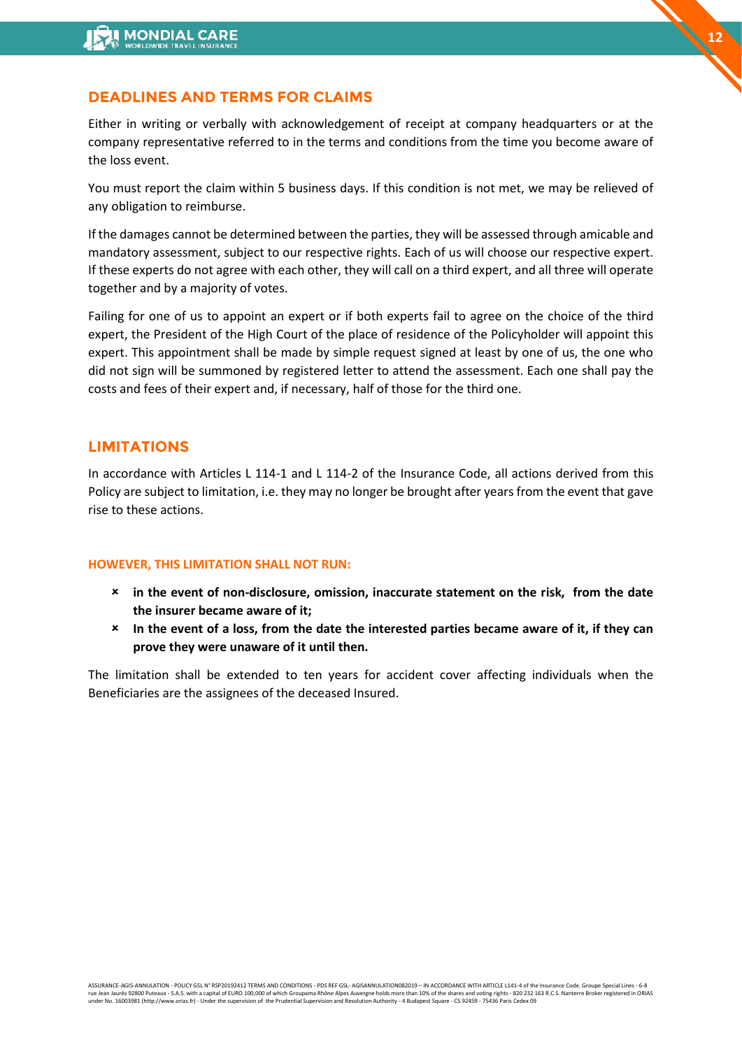## DEADLINES AND TERMS FOR CLAIMS

Either in writing or verbally with acknowledgement of receipt at company headquarters or at the company representative referred to in the terms and conditions from the time you become aware of the loss event.

You must report the claim within 5 business days. If this condition is not met, we may be relieved of any obligation to reimburse.

If the damages cannot be determined between the parties, they will be assessed through amicable and mandatory assessment, subject to our respective rights. Each of us will choose our respective expert. If these experts do not agree with each other, they will call on a third expert, and all three will operate together and by a majority of votes.

Failing for one of us to appoint an expert or if both experts fail to agree on the choice of the third expert, the President of the High Court of the place of residence of the Policyholder will appoint this expert. This appointment shall be made by simple request signed at least by one of us, the one who did not sign will be summoned by registered letter to attend the assessment. Each one shall pay the costs and fees of their expert and, if necessary, half of those for the third one.

## LIMITATIONS

In accordance with Articles L 114-1 and L 114-2 of the Insurance Code, all actions derived from this Policy are subject to limitation, i.e. they may no longer be brought after years from the event that gave rise to these actions.

#### HOWEVER, THIS LIMITATION SHALL NOT RUN:

- **in the event of non-disclosure, omission, inaccurate statement on the risk, from the date the insurer became aware of it;**
- **In the event of a loss, from the date the interested parties became aware of it, if they can prove they were unaware of it until then.**

The limitation shall be extended to ten years for accident cover affecting individuals when the Beneficiaries are the assignees of the deceased Insured.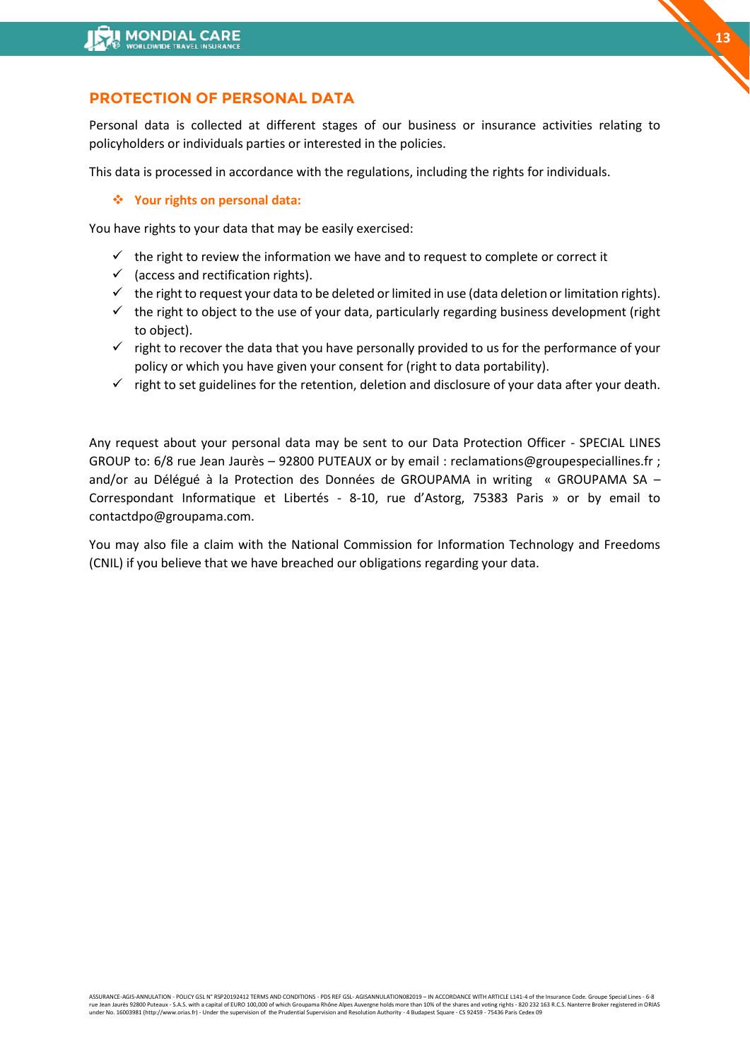## PROTECTION OF PERSONAL DATA

Personal data is collected at different stages of our business or insurance activities relating to policyholders or individuals parties or interested in the policies.

This data is processed in accordance with the regulations, including the rights for individuals.

### ❖ Your rights on personal data:

You have rights to your data that may be easily exercised:

- ✓ the right to review the information we have and to request to complete or correct it
- ✓ (access and rectification rights).
- ✓ the right to request your data to be deleted or limited in use (data deletion or limitation rights).
- ✓ the right to object to the use of your data, particularly regarding business development (right to object).
- ✓ right to recover the data that you have personally provided to us for the performance of your policy or which you have given your consent for (right to data portability).
- ✓ right to set guidelines for the retention, deletion and disclosure of your data after your death.

Any request about your personal data may be sent to our Data Protection Officer - SPECIAL LINES GROUP to: 6/8 rue Jean Jaurès – 92800 PUTEAUX or by email : reclamations@groupespeciallines.fr ; and/or au Délégué à la Protection des Données de GROUPAMA in writing « GROUPAMA SA – Correspondant Informatique et Libertés - 8-10, rue d'Astorg, 75383 Paris » or by email to contactdpo@groupama.com.

You may also file a claim with the National Commission for Information Technology and Freedoms (CNIL) if you believe that we have breached our obligations regarding your data.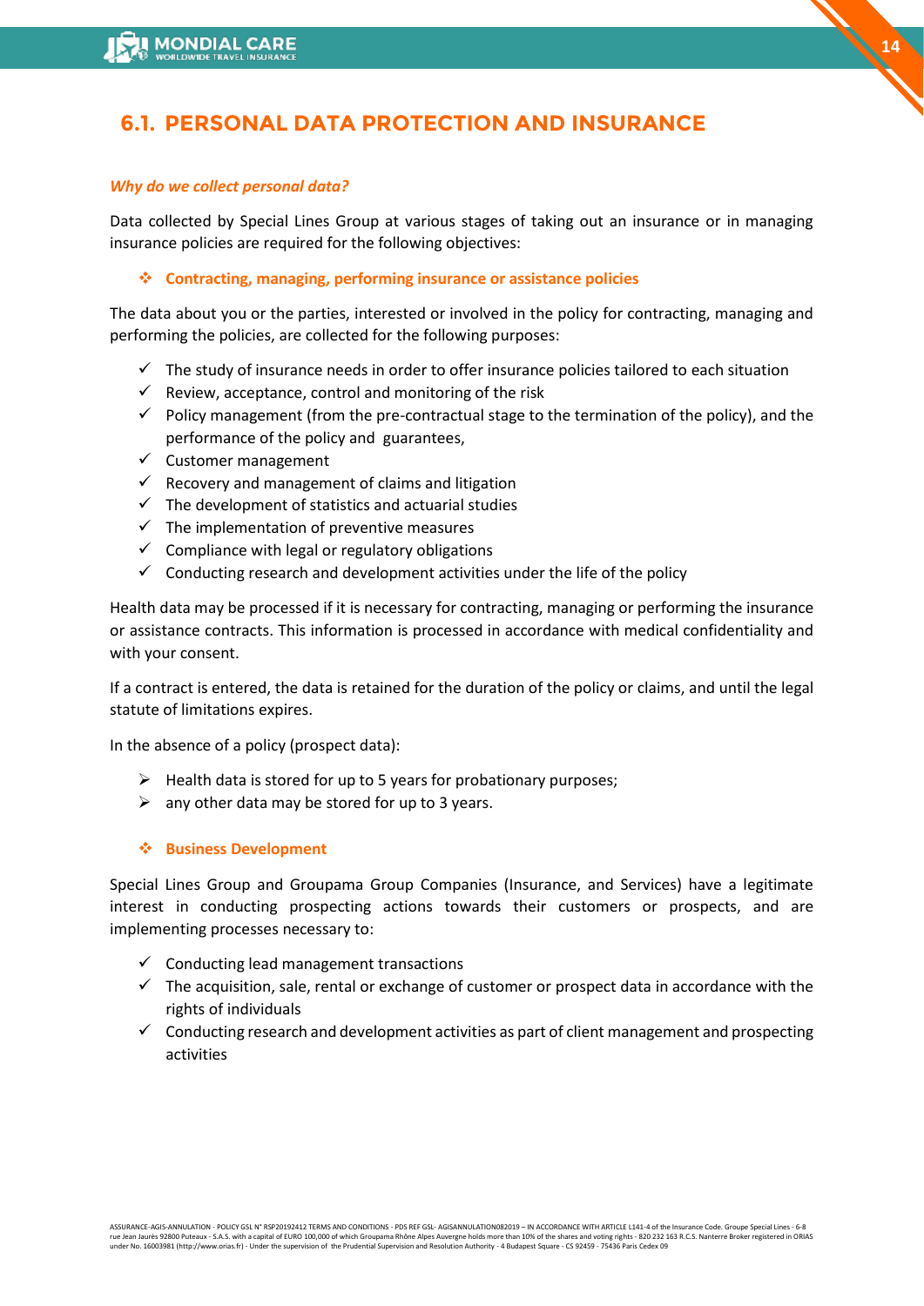## 6.1. PERSONAL DATA PROTECTION AND INSURANCE

*Why do we collect personal data?*

Data collected by Special Lines Group at various stages of taking out an insurance or in managing insurance policies are required for the following objectives:

- **Contracting, managing, performing insurance or assistance policies**

The data about you or the parties, interested or involved in the policy for contracting, managing and performing the policies, are collected for the following purposes:

- ✓ The study of insurance needs in order to offer insurance policies tailored to each situation
- ✓ Review, acceptance, control and monitoring of the risk
- ✓ Policy management (from the pre-contractual stage to the termination of the policy), and the performance of the policy and guarantees,
- ✓ Customer management
- ✓ Recovery and management of claims and litigation
- ✓ The development of statistics and actuarial studies
- ✓ The implementation of preventive measures
- ✓ Compliance with legal or regulatory obligations
- ✓ Conducting research and development activities under the life of the policy

Health data may be processed if it is necessary for contracting, managing or performing the insurance or assistance contracts. This information is processed in accordance with medical confidentiality and with your consent.

If a contract is entered, the data is retained for the duration of the policy or claims, and until the legal statute of limitations expires.

In the absence of a policy (prospect data):

- ➢ Health data is stored for up to 5 years for probationary purposes;
- ➢ any other data may be stored for up to 3 years.

- **Business Development**

Special Lines Group and Groupama Group Companies (Insurance, and Services) have a legitimate interest in conducting prospecting actions towards their customers or prospects, and are implementing processes necessary to:

- ✓ Conducting lead management transactions
- ✓ The acquisition, sale, rental or exchange of customer or prospect data in accordance with the rights of individuals
- ✓ Conducting research and development activities as part of client management and prospecting activities

ASSURANCE-AGIS-ANNULATION - POLICY GSL N° RSP20192412 TERMS AND CONDITIONS - PDS REF GSL- AGISANNULATION082019 – IN ACCORDANCE WITH ARTICLE L141-4 of the Insurance Code. Groupe Special Lines - 6-8 rue Jean Jaurès 92800 Puteaux - S.A.S. with a capital of EURO 100,000 of which Groupama Rhône Alpes Auvergne holds more than 10% of the shares and voting rights - 820 232 163 R.C.S. Nanterre Broker registered in ORIAS under No. 16003981 (http://www.orias.fr) - Under the supervision of the Prudential Supervision and Resolution Authority - 4 Budapest Square - CS 92459 - 75436 Paris Cedex 09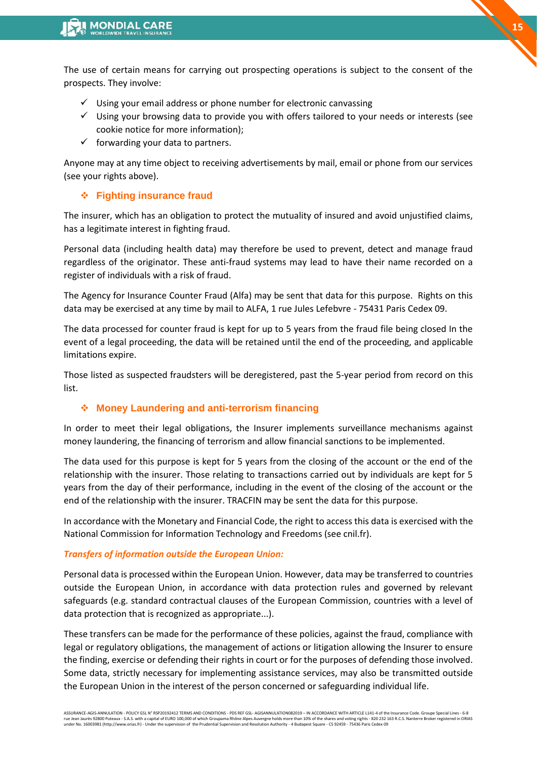The use of certain means for carrying out prospecting operations is subject to the consent of the prospects. They involve:

- ✓ Using your email address or phone number for electronic canvassing
- ✓ Using your browsing data to provide you with offers tailored to your needs or interests (see cookie notice for more information);
- ✓ forwarding your data to partners.

Anyone may at any time object to receiving advertisements by mail, email or phone from our services (see your rights above).

### ❖ Fighting insurance fraud

The insurer, which has an obligation to protect the mutuality of insured and avoid unjustified claims, has a legitimate interest in fighting fraud.

Personal data (including health data) may therefore be used to prevent, detect and manage fraud regardless of the originator. These anti-fraud systems may lead to have their name recorded on a register of individuals with a risk of fraud.

The Agency for Insurance Counter Fraud (Alfa) may be sent that data for this purpose. Rights on this data may be exercised at any time by mail to ALFA, 1 rue Jules Lefebvre - 75431 Paris Cedex 09.

The data processed for counter fraud is kept for up to 5 years from the fraud file being closed In the event of a legal proceeding, the data will be retained until the end of the proceeding, and applicable limitations expire.

Those listed as suspected fraudsters will be deregistered, past the 5-year period from record on this list.

### ❖ Money Laundering and anti-terrorism financing

In order to meet their legal obligations, the Insurer implements surveillance mechanisms against money laundering, the financing of terrorism and allow financial sanctions to be implemented.

The data used for this purpose is kept for 5 years from the closing of the account or the end of the relationship with the insurer. Those relating to transactions carried out by individuals are kept for 5 years from the day of their performance, including in the event of the closing of the account or the end of the relationship with the insurer. TRACFIN may be sent the data for this purpose.

In accordance with the Monetary and Financial Code, the right to access this data is exercised with the National Commission for Information Technology and Freedoms (see cnil.fr).

***Transfers of information outside the European Union:***

Personal data is processed within the European Union. However, data may be transferred to countries outside the European Union, in accordance with data protection rules and governed by relevant safeguards (e.g. standard contractual clauses of the European Commission, countries with a level of data protection that is recognized as appropriate...).

These transfers can be made for the performance of these policies, against the fraud, compliance with legal or regulatory obligations, the management of actions or litigation allowing the Insurer to ensure the finding, exercise or defending their rights in court or for the purposes of defending those involved. Some data, strictly necessary for implementing assistance services, may also be transmitted outside the European Union in the interest of the person concerned or safeguarding individual life.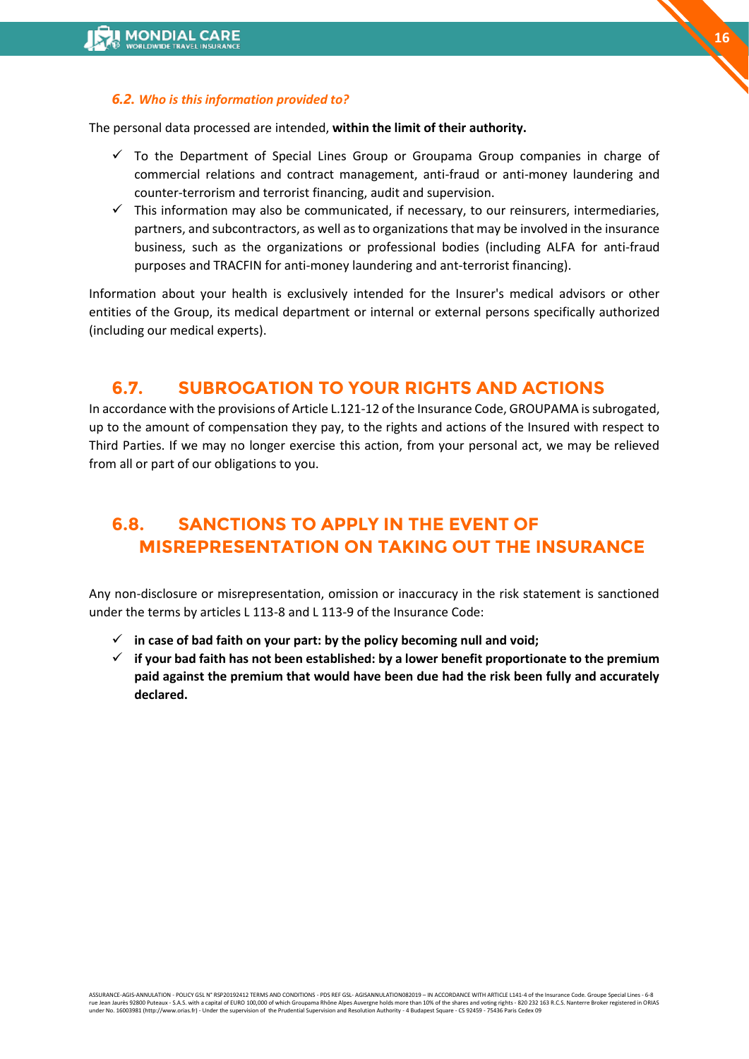### *6.2. Who is this information provided to?*

The personal data processed are intended, **within the limit of their authority.**

- ✓ To the Department of Special Lines Group or Groupama Group companies in charge of commercial relations and contract management, anti-fraud or anti-money laundering and counter-terrorism and terrorist financing, audit and supervision.
- ✓ This information may also be communicated, if necessary, to our reinsurers, intermediaries, partners, and subcontractors, as well as to organizations that may be involved in the insurance business, such as the organizations or professional bodies (including ALFA for anti-fraud purposes and TRACFIN for anti-money laundering and ant-terrorist financing).

Information about your health is exclusively intended for the Insurer's medical advisors or other entities of the Group, its medical department or internal or external persons specifically authorized (including our medical experts).

## 6.7. SUBROGATION TO YOUR RIGHTS AND ACTIONS

In accordance with the provisions of Article L.121-12 of the Insurance Code, GROUPAMA is subrogated, up to the amount of compensation they pay, to the rights and actions of the Insured with respect to Third Parties. If we may no longer exercise this action, from your personal act, we may be relieved from all or part of our obligations to you.

## 6.8. SANCTIONS TO APPLY IN THE EVENT OF MISREPRESENTATION ON TAKING OUT THE INSURANCE

Any non-disclosure or misrepresentation, omission or inaccuracy in the risk statement is sanctioned under the terms by articles L 113-8 and L 113-9 of the Insurance Code:

- ✓ **in case of bad faith on your part: by the policy becoming null and void;**
- ✓ **if your bad faith has not been established: by a lower benefit proportionate to the premium paid against the premium that would have been due had the risk been fully and accurately declared.**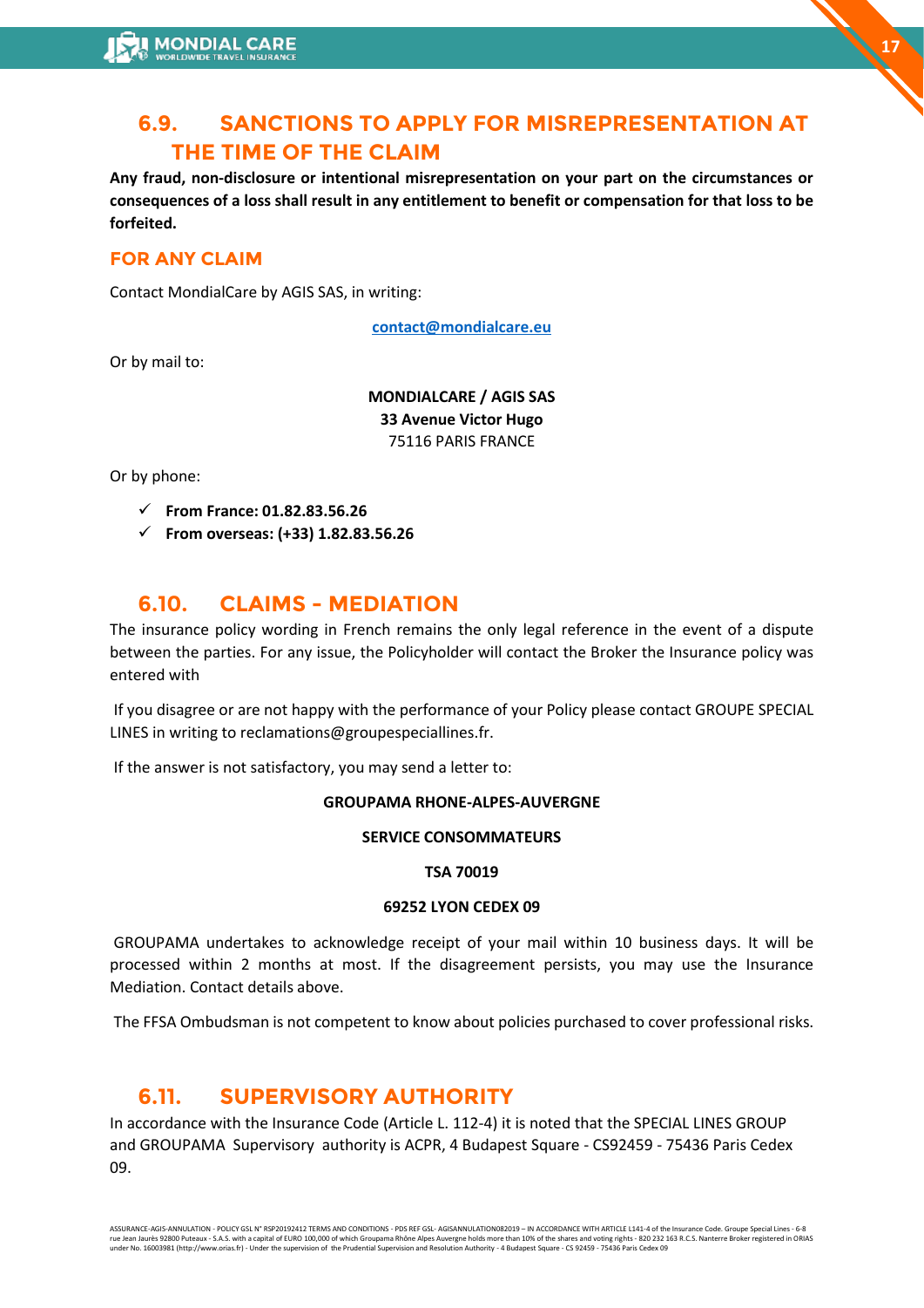## 6.9. SANCTIONS TO APPLY FOR MISREPRESENTATION AT THE TIME OF THE CLAIM

**Any fraud, non-disclosure or intentional misrepresentation on your part on the circumstances or consequences of a loss shall result in any entitlement to benefit or compensation for that loss to be forfeited.**

### FOR ANY CLAIM

Contact MondialCare by AGIS SAS, in writing:

contact@mondialcare.eu

Or by mail to:

**MONDIALCARE / AGIS SAS**
**33 Avenue Victor Hugo**
75116 PARIS FRANCE

Or by phone:

- ✓ **From France: 01.82.83.56.26**
- ✓ **From overseas: (+33) 1.82.83.56.26**

## 6.10. CLAIMS - MEDIATION

The insurance policy wording in French remains the only legal reference in the event of a dispute between the parties. For any issue, the Policyholder will contact the Broker the Insurance policy was entered with

If you disagree or are not happy with the performance of your Policy please contact GROUPE SPECIAL LINES in writing to reclamations@groupespeciallines.fr.

If the answer is not satisfactory, you may send a letter to:

**GROUPAMA RHONE-ALPES-AUVERGNE**

**SERVICE CONSOMMATEURS**

**TSA 70019**

**69252 LYON CEDEX 09**

GROUPAMA undertakes to acknowledge receipt of your mail within 10 business days. It will be processed within 2 months at most. If the disagreement persists, you may use the Insurance Mediation. Contact details above.

The FFSA Ombudsman is not competent to know about policies purchased to cover professional risks.

## 6.11. SUPERVISORY AUTHORITY

In accordance with the Insurance Code (Article L. 112-4) it is noted that the SPECIAL LINES GROUP and GROUPAMA Supervisory authority is ACPR, 4 Budapest Square - CS92459 - 75436 Paris Cedex 09.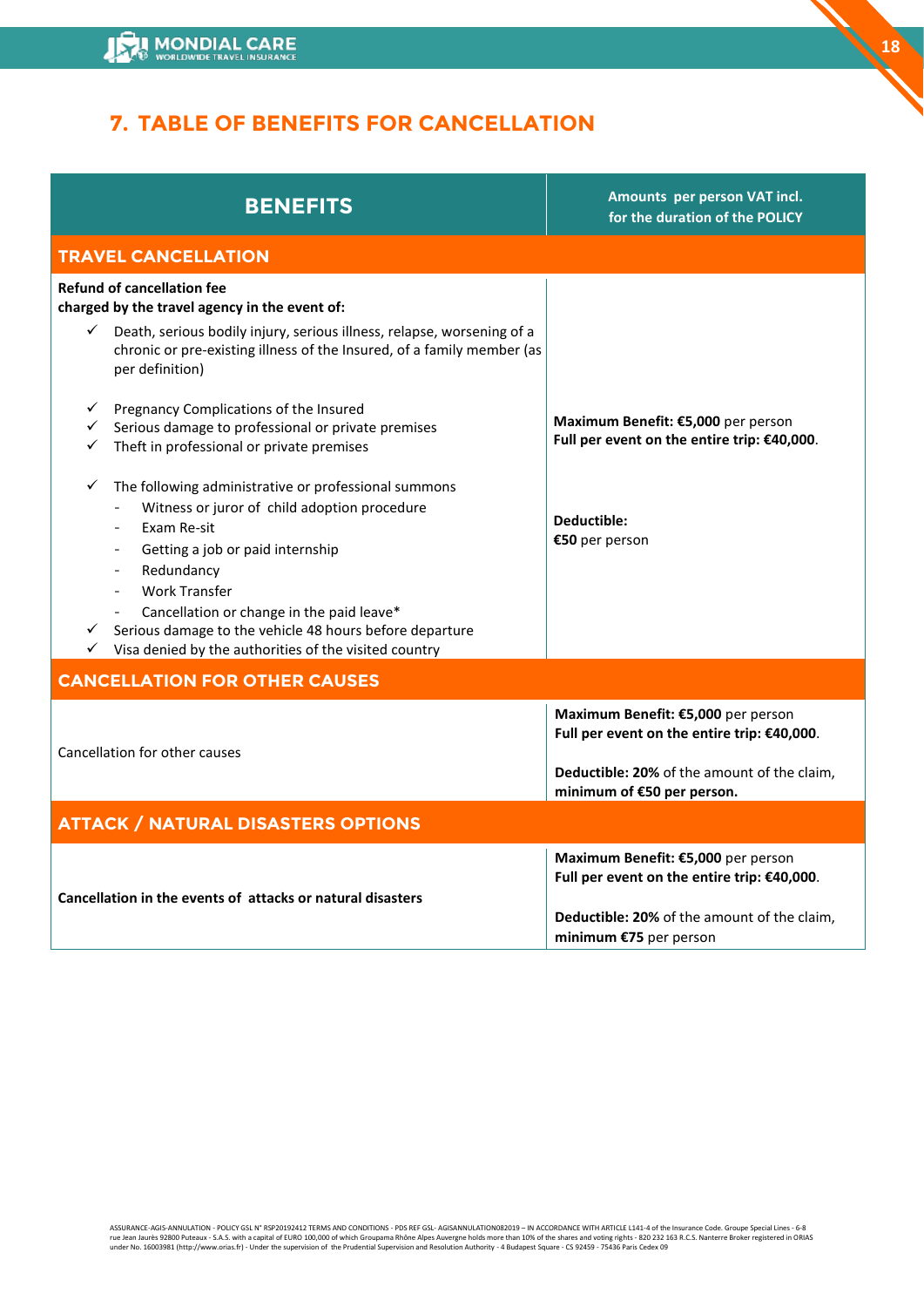## 7. TABLE OF BENEFITS FOR CANCELLATION

| BENEFITS | Amounts per person VAT incl. for the duration of the POLICY |
|---|---|
| **TRAVEL CANCELLATION** | |
| **Refund of cancellation fee charged by the travel agency in the event of:**<br>✓ Death, serious bodily injury, serious illness, relapse, worsening of a chronic or pre-existing illness of the Insured, of a family member (as per definition)<br>✓ Pregnancy Complications of the Insured<br>✓ Serious damage to professional or private premises<br>✓ Theft in professional or private premises<br>✓ The following administrative or professional summons<br>- Witness or juror of child adoption procedure<br>- Exam Re-sit<br>- Getting a job or paid internship<br>- Redundancy<br>- Work Transfer<br>- Cancellation or change in the paid leave*<br>✓ Serious damage to the vehicle 48 hours before departure<br>✓ Visa denied by the authorities of the visited country | **Maximum Benefit: €5,000** per person<br>**Full per event on the entire trip: €40,000**.<br><br>**Deductible:**<br>**€50** per person |
| **CANCELLATION FOR OTHER CAUSES** | |
| Cancellation for other causes | **Maximum Benefit: €5,000** per person<br>**Full per event on the entire trip: €40,000**.<br><br>**Deductible: 20%** of the amount of the claim, **minimum of €50 per person.** |
| **ATTACK / NATURAL DISASTERS OPTIONS** | |
| **Cancellation in the events of attacks or natural disasters** | **Maximum Benefit: €5,000** per person<br>**Full per event on the entire trip: €40,000**.<br><br>**Deductible: 20%** of the amount of the claim, **minimum €75** per person |

ASSURANCE-AGIS-ANNULATION - POLICY GSL N° RSP20192412 TERMS AND CONDITIONS - PDS REF GSL- AGISANNULATION082019 – IN ACCORDANCE WITH ARTICLE L141-4 of the Insurance Code. Groupe Special Lines - 6-8 rue Jean Jaurès 92800 Puteaux - S.A.S. with a capital of EURO 100,000 of which Groupama Rhône Alpes Auvergne holds more than 10% of the shares and voting rights - 820 232 163 R.C.S. Nanterre Broker registered in ORIAS under No. 16003981 (http://www.orias.fr) - Under the supervision of the Prudential Supervision and Resolution Authority - 4 Budapest Square - CS 92459 - 75436 Paris Cedex 09